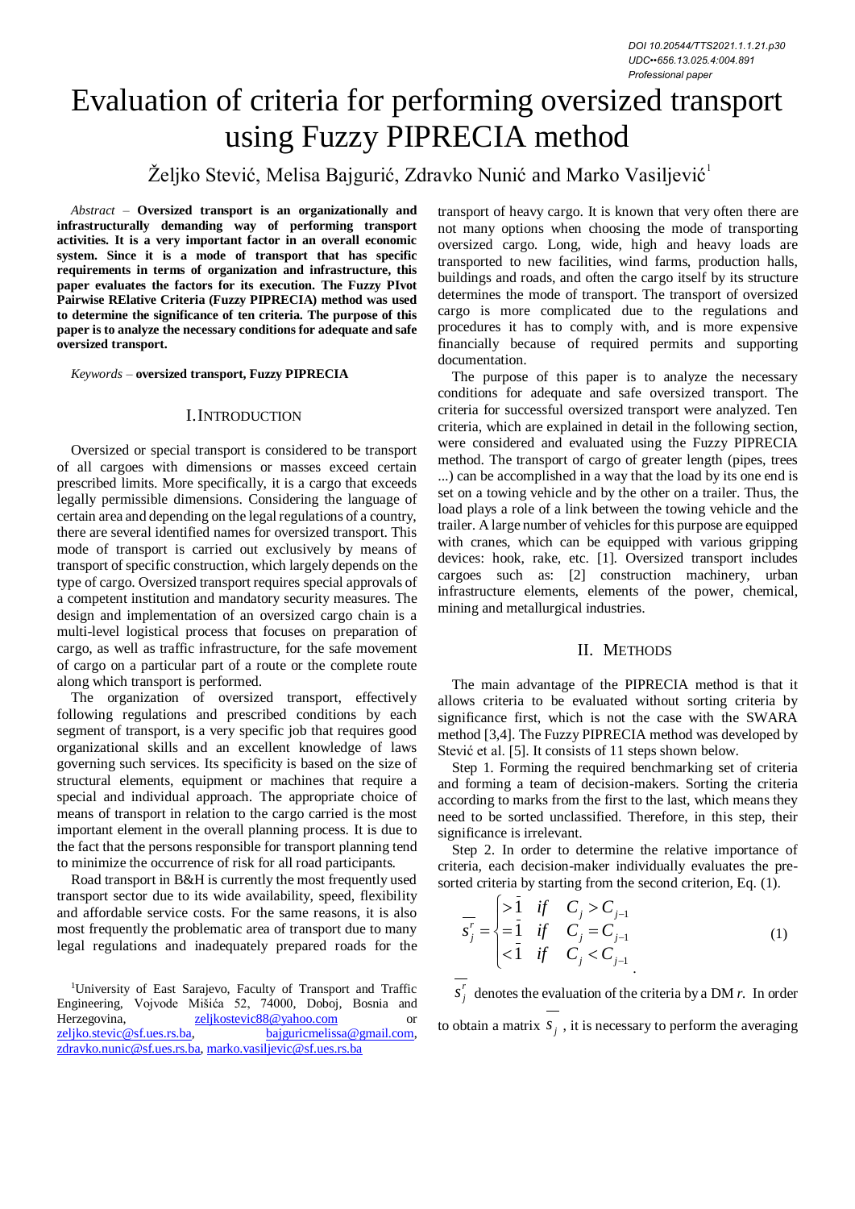DOI 10.20544/TTS2021.1.1.21.p30
UDC••656.13.025.4:004.891
Professional paper

# Evaluation of criteria for performing oversized transport using Fuzzy PIPRECIA method

Željko Stević, Melisa Bajgurić, Zdravko Nunić and Marko Vasiljević[1]

*Abstract* – **Oversized transport is an organizationally and infrastructurally demanding way of performing transport activities. It is a very important factor in an overall economic system. Since it is a mode of transport that has specific requirements in terms of organization and infrastructure, this paper evaluates the factors for its execution. The Fuzzy PIvot Pairwise RElative Criteria (Fuzzy PIPRECIA) method was used to determine the significance of ten criteria. The purpose of this paper is to analyze the necessary conditions for adequate and safe oversized transport.**

*Keywords* – **oversized transport, Fuzzy PIPRECIA**

## I. Introduction

Oversized or special transport is considered to be transport of all cargoes with dimensions or masses exceed certain prescribed limits. More specifically, it is a cargo that exceeds legally permissible dimensions. Considering the language of certain area and depending on the legal regulations of a country, there are several identified names for oversized transport. This mode of transport is carried out exclusively by means of transport of specific construction, which largely depends on the type of cargo. Oversized transport requires special approvals of a competent institution and mandatory security measures. The design and implementation of an oversized cargo chain is a multi-level logistical process that focuses on preparation of cargo, as well as traffic infrastructure, for the safe movement of cargo on a particular part of a route or the complete route along which transport is performed.

The organization of oversized transport, effectively following regulations and prescribed conditions by each segment of transport, is a very specific job that requires good organizational skills and an excellent knowledge of laws governing such services. Its specificity is based on the size of structural elements, equipment or machines that require a special and individual approach. The appropriate choice of means of transport in relation to the cargo carried is the most important element in the overall planning process. It is due to the fact that the persons responsible for transport planning tend to minimize the occurrence of risk for all road participants.

Road transport in B&H is currently the most frequently used transport sector due to its wide availability, speed, flexibility and affordable service costs. For the same reasons, it is also most frequently the problematic area of transport due to many legal regulations and inadequately prepared roads for the transport of heavy cargo. It is known that very often there are not many options when choosing the mode of transporting oversized cargo. Long, wide, high and heavy loads are transported to new facilities, wind farms, production halls, buildings and roads, and often the cargo itself by its structure determines the mode of transport. The transport of oversized cargo is more complicated due to the regulations and procedures it has to comply with, and is more expensive financially because of required permits and supporting documentation.

The purpose of this paper is to analyze the necessary conditions for adequate and safe oversized transport. The criteria for successful oversized transport were analyzed. Ten criteria, which are explained in detail in the following section, were considered and evaluated using the Fuzzy PIPRECIA method. The transport of cargo of greater length (pipes, trees ...) can be accomplished in a way that the load by its one end is set on a towing vehicle and by the other on a trailer. Thus, the load plays a role of a link between the towing vehicle and the trailer. A large number of vehicles for this purpose are equipped with cranes, which can be equipped with various gripping devices: hook, rake, etc. [1]. Oversized transport includes cargoes such as: [2] construction machinery, urban infrastructure elements, elements of the power, chemical, mining and metallurgical industries.

## II. Methods

The main advantage of the PIPRECIA method is that it allows criteria to be evaluated without sorting criteria by significance first, which is not the case with the SWARA method [3,4]. The Fuzzy PIPRECIA method was developed by Stević et al. [5]. It consists of 11 steps shown below.

Step 1. Forming the required benchmarking set of criteria and forming a team of decision-makers. Sorting the criteria according to marks from the first to the last, which means they need to be sorted unclassified. Therefore, in this step, their significance is irrelevant.

Step 2. In order to determine the relative importance of criteria, each decision-maker individually evaluates the pre-sorted criteria by starting from the second criterion, Eq. (1).

$$\overline{s_j^r} = \begin{cases} >\bar{1} & if \quad C_j > C_{j-1} \\ =\bar{1} & if \quad C_j = C_{j-1} \\ <\bar{1} & if \quad C_j < C_{j-1} \end{cases} \quad (1)$$

$\overline{s_j^r}$ denotes the evaluation of the criteria by a DM $r$. In order to obtain a matrix $\overline{s_j}$, it is necessary to perform the averaging

[1]University of East Sarajevo, Faculty of Transport and Traffic Engineering, Vojvode Mišića 52, 74000, Doboj, Bosnia and Herzegovina, zeljkostevic88@yahoo.com or zeljko.stevic@sf.ues.rs.ba, bajguricmelissa@gmail.com, zdravko.nunic@sf.ues.rs.ba, marko.vasiljevic@sf.ues.rs.ba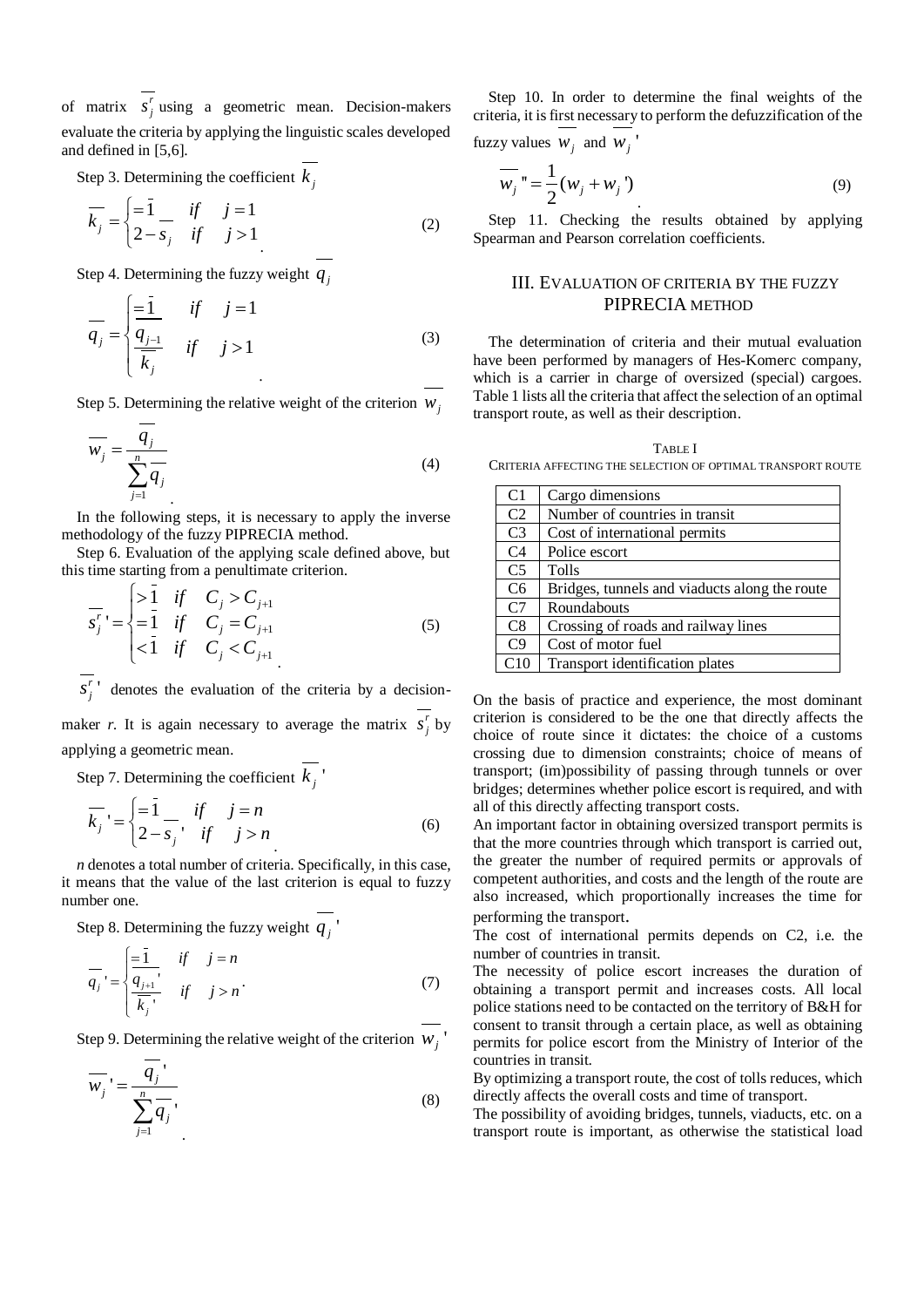of matrix $\overline{s_j^r}$ using a geometric mean. Decision-makers evaluate the criteria by applying the linguistic scales developed and defined in [5,6].

Step 3. Determining the coefficient $\overline{k_j}$

$$\overline{k_j} = \begin{cases} = \bar{1} & if \quad j=1 \\ 2-\overline{s_j} & if \quad j>1 \end{cases} \tag{2}$$

Step 4. Determining the fuzzy weight $\overline{q_j}$

$$\overline{q_j} = \begin{cases} = \bar{1} & if \quad j=1 \\ \dfrac{\overline{q_{j-1}}}{\overline{k_j}} & if \quad j>1 \end{cases} \tag{3}$$

Step 5. Determining the relative weight of the criterion $\overline{w_j}$

$$\overline{w_j} = \frac{\overline{q_j}}{\sum_{j=1}^{n} \overline{q_j}} \tag{4}$$

In the following steps, it is necessary to apply the inverse methodology of the fuzzy PIPRECIA method.

Step 6. Evaluation of the applying scale defined above, but this time starting from a penultimate criterion.

$$\overline{s_j^r}' = \begin{cases} > \bar{1} & if \quad C_j > C_{j+1} \\ = \bar{1} & if \quad C_j = C_{j+1} \\ < \bar{1} & if \quad C_j < C_{j+1} \end{cases} \tag{5}$$

$\overline{s_j^r}'$ denotes the evaluation of the criteria by a decision-maker *r*. It is again necessary to average the matrix $\overline{s_j^r}$ by applying a geometric mean.

Step 7. Determining the coefficient $\overline{k_j}'$

$$\overline{k_j}' = \begin{cases} = \bar{1} & if \quad j=n \\ 2-\overline{s_j}' & if \quad j>n \end{cases} \tag{6}$$

*n* denotes a total number of criteria. Specifically, in this case, it means that the value of the last criterion is equal to fuzzy number one.

Step 8. Determining the fuzzy weight $\overline{q_j}'$

$$\overline{q_j}' = \begin{cases} = \bar{1} & if \quad j=n \\ \dfrac{\overline{q_{j+1}}'}{\overline{k_j}'} & if \quad j>n \end{cases}. \tag{7}$$

Step 9. Determining the relative weight of the criterion $\overline{w_j}'$

$$\overline{w_j}' = \frac{\overline{q_j}'}{\sum_{j=1}^{n} \overline{q_j}'} \tag{8}$$

Step 10. In order to determine the final weights of the criteria, it is first necessary to perform the defuzzification of the fuzzy values $\overline{w_j}$ and $\overline{w_j}'$

$$\overline{w_j}'' = \frac{1}{2}(w_j + w_j') \tag{9}$$

Step 11. Checking the results obtained by applying Spearman and Pearson correlation coefficients.

## III. Evaluation of Criteria by the Fuzzy PIPRECIA Method

The determination of criteria and their mutual evaluation have been performed by managers of Hes-Komerc company, which is a carrier in charge of oversized (special) cargoes. Table 1 lists all the criteria that affect the selection of an optimal transport route, as well as their description.

TABLE I
CRITERIA AFFECTING THE SELECTION OF OPTIMAL TRANSPORT ROUTE

| | |
|---|---|
| C1 | Cargo dimensions |
| C2 | Number of countries in transit |
| C3 | Cost of international permits |
| C4 | Police escort |
| C5 | Tolls |
| C6 | Bridges, tunnels and viaducts along the route |
| C7 | Roundabouts |
| C8 | Crossing of roads and railway lines |
| C9 | Cost of motor fuel |
| C10 | Transport identification plates |

On the basis of practice and experience, the most dominant criterion is considered to be the one that directly affects the choice of route since it dictates: the choice of a customs crossing due to dimension constraints; choice of means of transport; (im)possibility of passing through tunnels or over bridges; determines whether police escort is required, and with all of this directly affecting transport costs.

An important factor in obtaining oversized transport permits is that the more countries through which transport is carried out, the greater the number of required permits or approvals of competent authorities, and costs and the length of the route are also increased, which proportionally increases the time for performing the transport.

The cost of international permits depends on C2, i.e. the number of countries in transit.

The necessity of police escort increases the duration of obtaining a transport permit and increases costs. All local police stations need to be contacted on the territory of B&H for consent to transit through a certain place, as well as obtaining permits for police escort from the Ministry of Interior of the countries in transit.

By optimizing a transport route, the cost of tolls reduces, which directly affects the overall costs and time of transport.

The possibility of avoiding bridges, tunnels, viaducts, etc. on a transport route is important, as otherwise the statistical load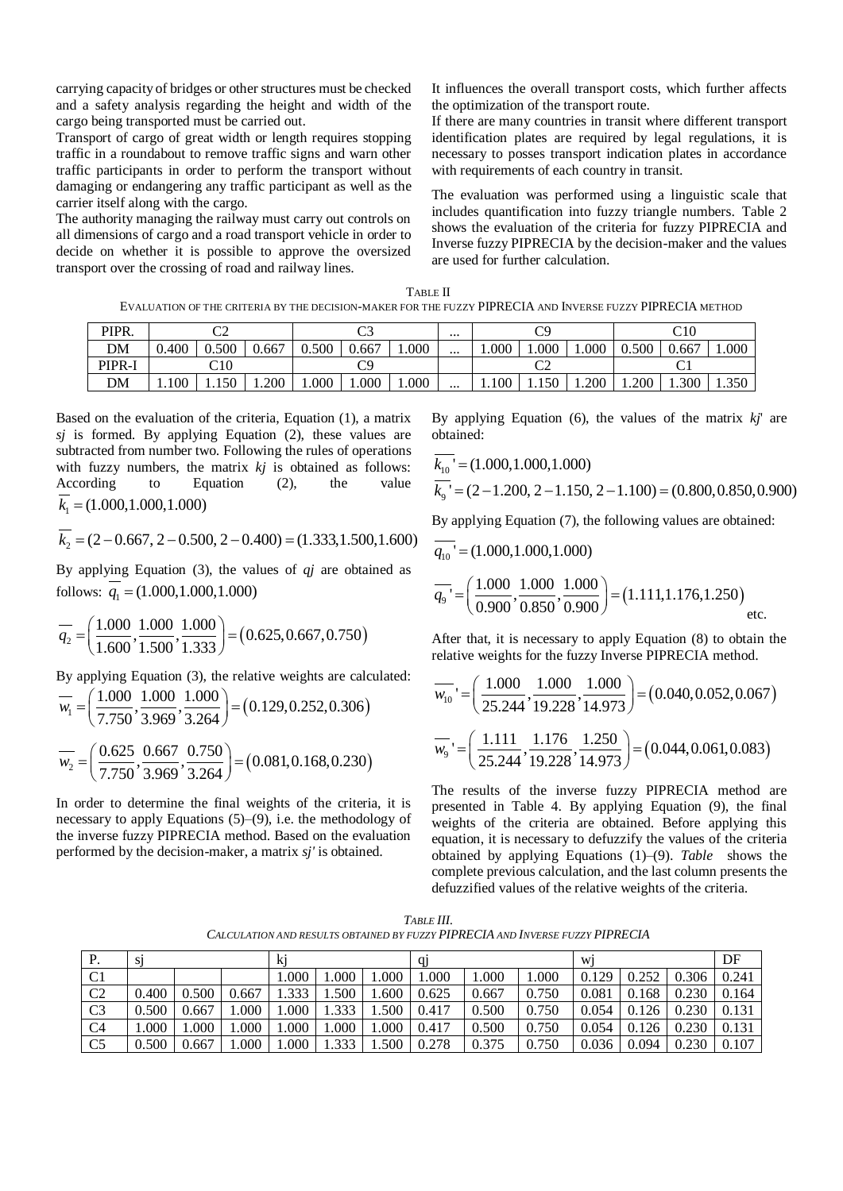carrying capacity of bridges or other structures must be checked and a safety analysis regarding the height and width of the cargo being transported must be carried out.

Transport of cargo of great width or length requires stopping traffic in a roundabout to remove traffic signs and warn other traffic participants in order to perform the transport without damaging or endangering any traffic participant as well as the carrier itself along with the cargo.

The authority managing the railway must carry out controls on all dimensions of cargo and a road transport vehicle in order to decide on whether it is possible to approve the oversized transport over the crossing of road and railway lines.

It influences the overall transport costs, which further affects the optimization of the transport route.

If there are many countries in transit where different transport identification plates are required by legal regulations, it is necessary to posses transport indication plates in accordance with requirements of each country in transit.

The evaluation was performed using a linguistic scale that includes quantification into fuzzy triangle numbers. Table 2 shows the evaluation of the criteria for fuzzy PIPRECIA and Inverse fuzzy PIPRECIA by the decision-maker and the values are used for further calculation.

TABLE II
EVALUATION OF THE CRITERIA BY THE DECISION-MAKER FOR THE FUZZY PIPRECIA AND INVERSE FUZZY PIPRECIA METHOD

| PIPR. | C2 | | | C3 | | | ... | C9 | | | C10 | | |
|---|---|---|---|---|---|---|---|---|---|---|---|---|---|
| DM | 0.400 | 0.500 | 0.667 | 0.500 | 0.667 | 1.000 | ... | 1.000 | 1.000 | 1.000 | 0.500 | 0.667 | 1.000 |
| PIPR-I | C10 | | | C9 | | | | C2 | | | C1 | | |
| DM | 1.100 | 1.150 | 1.200 | 1.000 | 1.000 | 1.000 | ... | 1.100 | 1.150 | 1.200 | 1.200 | 1.300 | 1.350 |

Based on the evaluation of the criteria, Equation (1), a matrix *sj* is formed. By applying Equation (2), these values are subtracted from number two. Following the rules of operations with fuzzy numbers, the matrix *kj* is obtained as follows: According to Equation (2), the value $\overline{k_1} = (1.000, 1.000, 1.000)$

$$\overline{k_2} = (2-0.667,\ 2-0.500,\ 2-0.400) = (1.333, 1.500, 1.600)$$

By applying Equation (3), the values of *qj* are obtained as follows: $\overline{q_1} = (1.000, 1.000, 1.000)$

$$\overline{q_2} = \left(\frac{1.000}{1.600}, \frac{1.000}{1.500}, \frac{1.000}{1.333}\right) = (0.625, 0.667, 0.750)$$

By applying Equation (3), the relative weights are calculated:

$$\overline{w_1} = \left(\frac{1.000}{7.750}, \frac{1.000}{3.969}, \frac{1.000}{3.264}\right) = (0.129, 0.252, 0.306)$$

$$\overline{w_2} = \left(\frac{0.625}{7.750}, \frac{0.667}{3.969}, \frac{0.750}{3.264}\right) = (0.081, 0.168, 0.230)$$

In order to determine the final weights of the criteria, it is necessary to apply Equations (5)–(9), i.e. the methodology of the inverse fuzzy PIPRECIA method. Based on the evaluation performed by the decision-maker, a matrix *sj'* is obtained.

By applying Equation (6), the values of the matrix *kj*' are obtained:

$$\overline{k_{10}}' = (1.000, 1.000, 1.000)$$

$$\overline{k_9}' = (2-1.200,\ 2-1.150,\ 2-1.100) = (0.800, 0.850, 0.900)$$

By applying Equation (7), the following values are obtained:

$$\overline{q_{10}}' = (1.000, 1.000, 1.000)$$

$$\overline{q_9}' = \left(\frac{1.000}{0.900}, \frac{1.000}{0.850}, \frac{1.000}{0.900}\right) = (1.111, 1.176, 1.250) \quad \text{etc.}$$

After that, it is necessary to apply Equation (8) to obtain the relative weights for the fuzzy Inverse PIPRECIA method.

$$\overline{w_{10}}' = \left(\frac{1.000}{25.244}, \frac{1.000}{19.228}, \frac{1.000}{14.973}\right) = (0.040, 0.052, 0.067)$$

$$\overline{w_9}' = \left(\frac{1.111}{25.244}, \frac{1.176}{19.228}, \frac{1.250}{14.973}\right) = (0.044, 0.061, 0.083)$$

The results of the inverse fuzzy PIPRECIA method are presented in Table 4. By applying Equation (9), the final weights of the criteria are obtained. Before applying this equation, it is necessary to defuzzify the values of the criteria obtained by applying Equations (1)–(9). *Table* shows the complete previous calculation, and the last column presents the defuzzified values of the relative weights of the criteria.

*TABLE III.*
*CALCULATION AND RESULTS OBTAINED BY FUZZY PIPRECIA AND INVERSE FUZZY PIPRECIA*

| P. | sj | | | kj | | | qj | | | wj | | | DF |
|---|---|---|---|---|---|---|---|---|---|---|---|---|---|
| C1 | | | | 1.000 | 1.000 | 1.000 | 1.000 | 1.000 | 1.000 | 0.129 | 0.252 | 0.306 | 0.241 |
| C2 | 0.400 | 0.500 | 0.667 | 1.333 | 1.500 | 1.600 | 0.625 | 0.667 | 0.750 | 0.081 | 0.168 | 0.230 | 0.164 |
| C3 | 0.500 | 0.667 | 1.000 | 1.000 | 1.333 | 1.500 | 0.417 | 0.500 | 0.750 | 0.054 | 0.126 | 0.230 | 0.131 |
| C4 | 1.000 | 1.000 | 1.000 | 1.000 | 1.000 | 1.000 | 0.417 | 0.500 | 0.750 | 0.054 | 0.126 | 0.230 | 0.131 |
| C5 | 0.500 | 0.667 | 1.000 | 1.000 | 1.333 | 1.500 | 0.278 | 0.375 | 0.750 | 0.036 | 0.094 | 0.230 | 0.107 |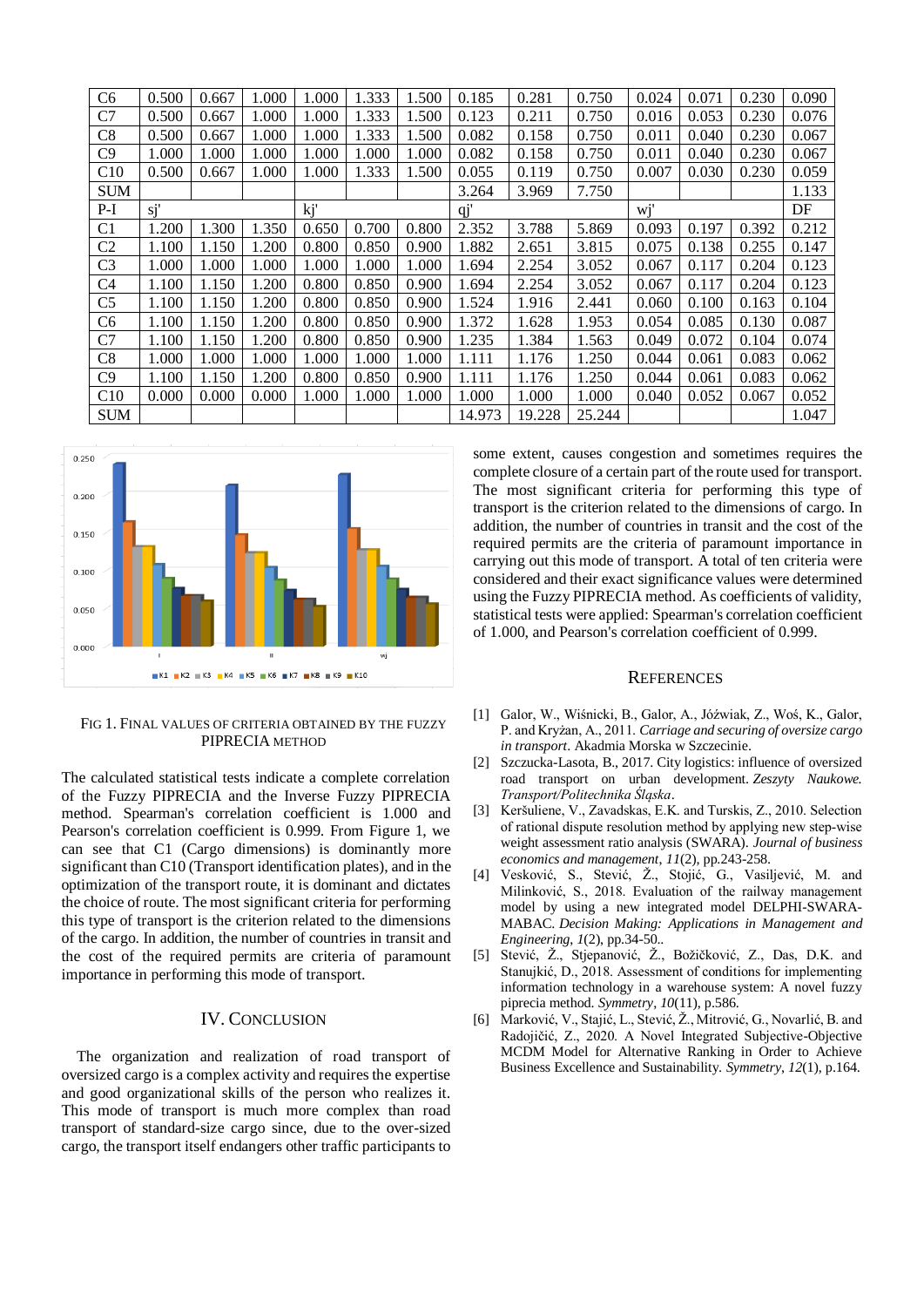| | | | | | | | | | | | | | |
|---|---|---|---|---|---|---|---|---|---|---|---|---|---|
| C6 | 0.500 | 0.667 | 1.000 | 1.000 | 1.333 | 1.500 | 0.185 | 0.281 | 0.750 | 0.024 | 0.071 | 0.230 | 0.090 |
| C7 | 0.500 | 0.667 | 1.000 | 1.000 | 1.333 | 1.500 | 0.123 | 0.211 | 0.750 | 0.016 | 0.053 | 0.230 | 0.076 |
| C8 | 0.500 | 0.667 | 1.000 | 1.000 | 1.333 | 1.500 | 0.082 | 0.158 | 0.750 | 0.011 | 0.040 | 0.230 | 0.067 |
| C9 | 1.000 | 1.000 | 1.000 | 1.000 | 1.000 | 1.000 | 0.082 | 0.158 | 0.750 | 0.011 | 0.040 | 0.230 | 0.067 |
| C10 | 0.500 | 0.667 | 1.000 | 1.000 | 1.333 | 1.500 | 0.055 | 0.119 | 0.750 | 0.007 | 0.030 | 0.230 | 0.059 |
| SUM | | | | | | | 3.264 | 3.969 | 7.750 | | | | 1.133 |
| P-I | sj' | | | kj' | | | qj' | | | wj' | | | DF |
| C1 | 1.200 | 1.300 | 1.350 | 0.650 | 0.700 | 0.800 | 2.352 | 3.788 | 5.869 | 0.093 | 0.197 | 0.392 | 0.212 |
| C2 | 1.100 | 1.150 | 1.200 | 0.800 | 0.850 | 0.900 | 1.882 | 2.651 | 3.815 | 0.075 | 0.138 | 0.255 | 0.147 |
| C3 | 1.000 | 1.000 | 1.000 | 1.000 | 1.000 | 1.000 | 1.694 | 2.254 | 3.052 | 0.067 | 0.117 | 0.204 | 0.123 |
| C4 | 1.100 | 1.150 | 1.200 | 0.800 | 0.850 | 0.900 | 1.694 | 2.254 | 3.052 | 0.067 | 0.117 | 0.204 | 0.123 |
| C5 | 1.100 | 1.150 | 1.200 | 0.800 | 0.850 | 0.900 | 1.524 | 1.916 | 2.441 | 0.060 | 0.100 | 0.163 | 0.104 |
| C6 | 1.100 | 1.150 | 1.200 | 0.800 | 0.850 | 0.900 | 1.372 | 1.628 | 1.953 | 0.054 | 0.085 | 0.130 | 0.087 |
| C7 | 1.100 | 1.150 | 1.200 | 0.800 | 0.850 | 0.900 | 1.235 | 1.384 | 1.563 | 0.049 | 0.072 | 0.104 | 0.074 |
| C8 | 1.000 | 1.000 | 1.000 | 1.000 | 1.000 | 1.000 | 1.111 | 1.176 | 1.250 | 0.044 | 0.061 | 0.083 | 0.062 |
| C9 | 1.100 | 1.150 | 1.200 | 0.800 | 0.850 | 0.900 | 1.111 | 1.176 | 1.250 | 0.044 | 0.061 | 0.083 | 0.062 |
| C10 | 0.000 | 0.000 | 0.000 | 1.000 | 1.000 | 1.000 | 1.000 | 1.000 | 1.000 | 0.040 | 0.052 | 0.067 | 0.052 |
| SUM | | | | | | | 14.973 | 19.228 | 25.244 | | | | 1.047 |

0.250
0.200
0.150
0.100
0.050
0.000
I
II
wj
K1 K2 K3 K4 K5 K6 K7 K8 K9 K10

FIG 1. FINAL VALUES OF CRITERIA OBTAINED BY THE FUZZY PIPRECIA METHOD

The calculated statistical tests indicate a complete correlation of the Fuzzy PIPRECIA and the Inverse Fuzzy PIPRECIA method. Spearman's correlation coefficient is 1.000 and Pearson's correlation coefficient is 0.999. From Figure 1, we can see that C1 (Cargo dimensions) is dominantly more significant than C10 (Transport identification plates), and in the optimization of the transport route, it is dominant and dictates the choice of route. The most significant criteria for performing this type of transport is the criterion related to the dimensions of the cargo. In addition, the number of countries in transit and the cost of the required permits are criteria of paramount importance in performing this mode of transport.

## IV. CONCLUSION

The organization and realization of road transport of oversized cargo is a complex activity and requires the expertise and good organizational skills of the person who realizes it. This mode of transport is much more complex than road transport of standard-size cargo since, due to the over-sized cargo, the transport itself endangers other traffic participants to some extent, causes congestion and sometimes requires the complete closure of a certain part of the route used for transport. The most significant criteria for performing this type of transport is the criterion related to the dimensions of cargo. In addition, the number of countries in transit and the cost of the required permits are the criteria of paramount importance in carrying out this mode of transport. A total of ten criteria were considered and their exact significance values were determined using the Fuzzy PIPRECIA method. As coefficients of validity, statistical tests were applied: Spearman's correlation coefficient of 1.000, and Pearson's correlation coefficient of 0.999.

## REFERENCES

[1] Galor, W., Wiśnicki, B., Galor, A., Jóźwiak, Z., Woś, K., Galor, P. and Kryżan, A., 2011. *Carriage and securing of oversize cargo in transport*. Akadmia Morska w Szczecinie.

[2] Szczucka-Lasota, B., 2017. City logistics: influence of oversized road transport on urban development. *Zeszyty Naukowe. Transport/Politechnika Śląska*.

[3] Keršuliene, V., Zavadskas, E.K. and Turskis, Z., 2010. Selection of rational dispute resolution method by applying new step-wise weight assessment ratio analysis (SWARA). *Journal of business economics and management*, *11*(2), pp.243-258.

[4] Vesković, S., Stević, Ž., Stojić, G., Vasiljević, M. and Milinković, S., 2018. Evaluation of the railway management model by using a new integrated model DELPHI-SWARA-MABAC. *Decision Making: Applications in Management and Engineering*, *1*(2), pp.34-50..

[5] Stević, Ž., Stjepanović, Ž., Božičković, Z., Das, D.K. and Stanujkić, D., 2018. Assessment of conditions for implementing information technology in a warehouse system: A novel fuzzy piprecia method. *Symmetry*, *10*(11), p.586.

[6] Marković, V., Stajić, L., Stević, Ž., Mitrović, G., Novarlić, B. and Radojičić, Z., 2020. A Novel Integrated Subjective-Objective MCDM Model for Alternative Ranking in Order to Achieve Business Excellence and Sustainability. *Symmetry*, *12*(1), p.164.